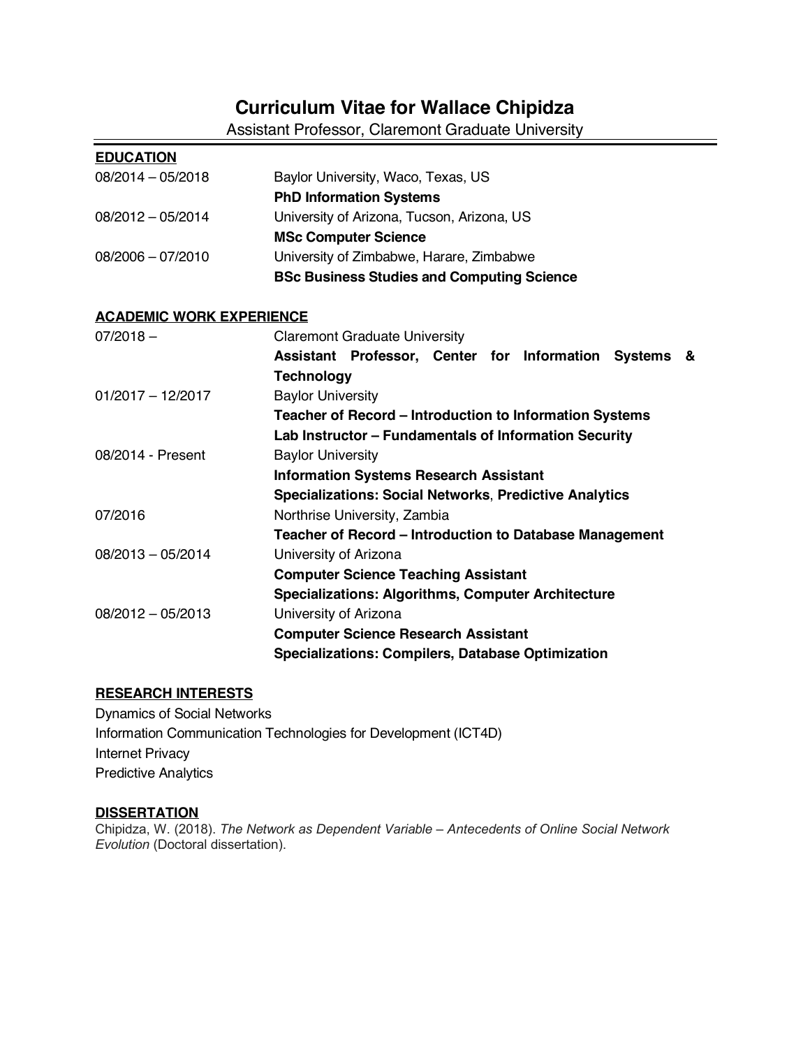# Curriculum Vitae for Wallace Chipidza

Assistant Professor, Claremont Graduate University

## EDUCATION

| | |
|---|---|
| 08/2014 – 05/2018 | Baylor University, Waco, Texas, US<br>**PhD Information Systems** |
| 08/2012 – 05/2014 | University of Arizona, Tucson, Arizona, US<br>**MSc Computer Science** |
| 08/2006 – 07/2010 | University of Zimbabwe, Harare, Zimbabwe<br>**BSc Business Studies and Computing Science** |

## ACADEMIC WORK EXPERIENCE

| | |
|---|---|
| 07/2018 – | Claremont Graduate University<br>**Assistant Professor, Center for Information Systems & Technology** |
| 01/2017 – 12/2017 | Baylor University<br>**Teacher of Record – Introduction to Information Systems**<br>**Lab Instructor – Fundamentals of Information Security** |
| 08/2014 - Present | Baylor University<br>**Information Systems Research Assistant**<br>**Specializations: Social Networks, Predictive Analytics** |
| 07/2016 | Northrise University, Zambia<br>**Teacher of Record – Introduction to Database Management** |
| 08/2013 – 05/2014 | University of Arizona<br>**Computer Science Teaching Assistant**<br>**Specializations: Algorithms, Computer Architecture** |
| 08/2012 – 05/2013 | University of Arizona<br>**Computer Science Research Assistant**<br>**Specializations: Compilers, Database Optimization** |

## RESEARCH INTERESTS

Dynamics of Social Networks
Information Communication Technologies for Development (ICT4D)
Internet Privacy
Predictive Analytics

## DISSERTATION

Chipidza, W. (2018). *The Network as Dependent Variable – Antecedents of Online Social Network Evolution* (Doctoral dissertation).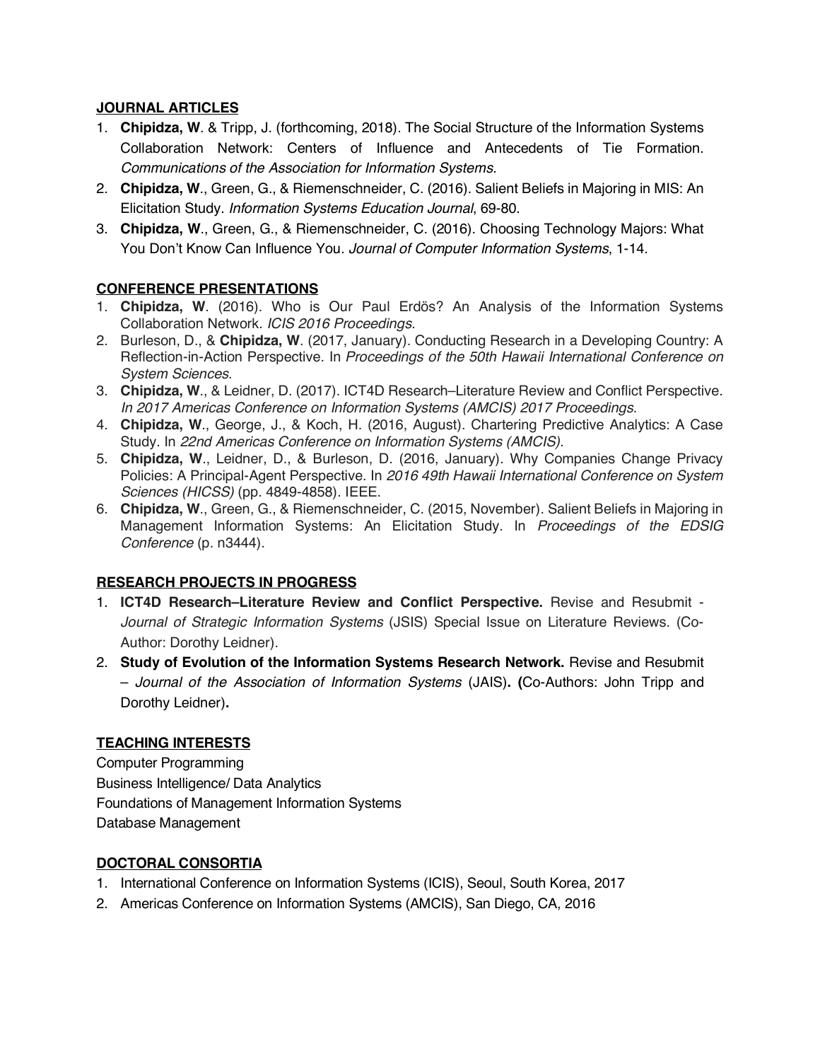## JOURNAL ARTICLES

1. **Chipidza, W**. & Tripp, J. (forthcoming, 2018). The Social Structure of the Information Systems Collaboration Network: Centers of Influence and Antecedents of Tie Formation. *Communications of the Association for Information Systems*.
2. **Chipidza, W**., Green, G., & Riemenschneider, C. (2016). Salient Beliefs in Majoring in MIS: An Elicitation Study. *Information Systems Education Journal*, 69-80.
3. **Chipidza, W**., Green, G., & Riemenschneider, C. (2016). Choosing Technology Majors: What You Don't Know Can Influence You. *Journal of Computer Information Systems*, 1-14.

## CONFERENCE PRESENTATIONS

1. **Chipidza, W**. (2016). Who is Our Paul Erdös? An Analysis of the Information Systems Collaboration Network. *ICIS 2016 Proceedings*.
2. Burleson, D., & **Chipidza, W**. (2017, January). Conducting Research in a Developing Country: A Reflection-in-Action Perspective. In *Proceedings of the 50th Hawaii International Conference on System Sciences*.
3. **Chipidza, W**., & Leidner, D. (2017). ICT4D Research–Literature Review and Conflict Perspective. *In 2017 Americas Conference on Information Systems (AMCIS) 2017 Proceedings*.
4. **Chipidza, W**., George, J., & Koch, H. (2016, August). Chartering Predictive Analytics: A Case Study. In *22nd Americas Conference on Information Systems (AMCIS)*.
5. **Chipidza, W**., Leidner, D., & Burleson, D. (2016, January). Why Companies Change Privacy Policies: A Principal-Agent Perspective. In *2016 49th Hawaii International Conference on System Sciences (HICSS)* (pp. 4849-4858). IEEE.
6. **Chipidza, W**., Green, G., & Riemenschneider, C. (2015, November). Salient Beliefs in Majoring in Management Information Systems: An Elicitation Study. In *Proceedings of the EDSIG Conference* (p. n3444).

## RESEARCH PROJECTS IN PROGRESS

1. **ICT4D Research–Literature Review and Conflict Perspective.** Revise and Resubmit - *Journal of Strategic Information Systems* (JSIS) Special Issue on Literature Reviews. (Co-Author: Dorothy Leidner).
2. **Study of Evolution of the Information Systems Research Network.** Revise and Resubmit – *Journal of the Association of Information Systems* (JAIS)**. (**Co-Authors: John Tripp and Dorothy Leidner)**.**

## TEACHING INTERESTS

Computer Programming
Business Intelligence/ Data Analytics
Foundations of Management Information Systems
Database Management

## DOCTORAL CONSORTIA

1. International Conference on Information Systems (ICIS), Seoul, South Korea, 2017
2. Americas Conference on Information Systems (AMCIS), San Diego, CA, 2016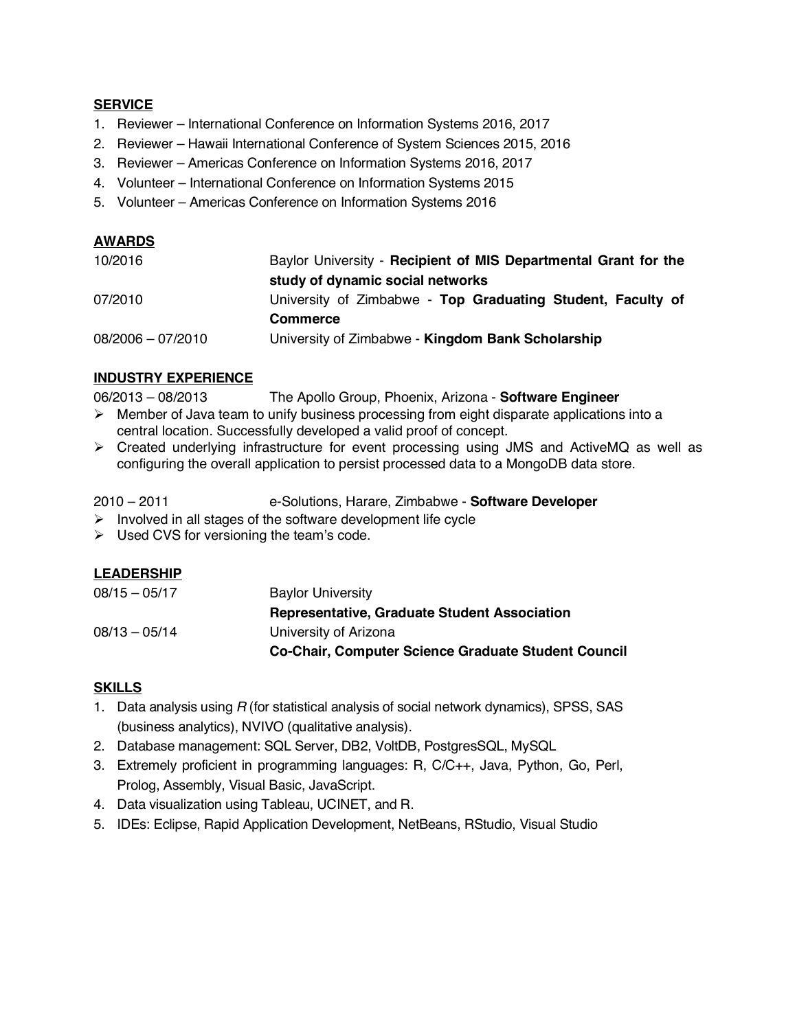## SERVICE

1. Reviewer – International Conference on Information Systems 2016, 2017
2. Reviewer – Hawaii International Conference of System Sciences 2015, 2016
3. Reviewer – Americas Conference on Information Systems 2016, 2017
4. Volunteer – International Conference on Information Systems 2015
5. Volunteer – Americas Conference on Information Systems 2016

## AWARDS

| | |
|---|---|
| 10/2016 | Baylor University - **Recipient of MIS Departmental Grant for the study of dynamic social networks** |
| 07/2010 | University of Zimbabwe - **Top Graduating Student, Faculty of Commerce** |
| 08/2006 – 07/2010 | University of Zimbabwe - **Kingdom Bank Scholarship** |

## INDUSTRY EXPERIENCE

06/2013 – 08/2013 The Apollo Group, Phoenix, Arizona - **Software Engineer**

- Member of Java team to unify business processing from eight disparate applications into a central location. Successfully developed a valid proof of concept.
- Created underlying infrastructure for event processing using JMS and ActiveMQ as well as configuring the overall application to persist processed data to a MongoDB data store.

2010 – 2011 e-Solutions, Harare, Zimbabwe - **Software Developer**

- Involved in all stages of the software development life cycle
- Used CVS for versioning the team's code.

## LEADERSHIP

| | |
|---|---|
| 08/15 – 05/17 | Baylor University<br>**Representative, Graduate Student Association** |
| 08/13 – 05/14 | University of Arizona<br>**Co-Chair, Computer Science Graduate Student Council** |

## SKILLS

1. Data analysis using *R* (for statistical analysis of social network dynamics), SPSS, SAS (business analytics), NVIVO (qualitative analysis).
2. Database management: SQL Server, DB2, VoltDB, PostgresSQL, MySQL
3. Extremely proficient in programming languages: R, C/C++, Java, Python, Go, Perl, Prolog, Assembly, Visual Basic, JavaScript.
4. Data visualization using Tableau, UCINET, and R.
5. IDEs: Eclipse, Rapid Application Development, NetBeans, RStudio, Visual Studio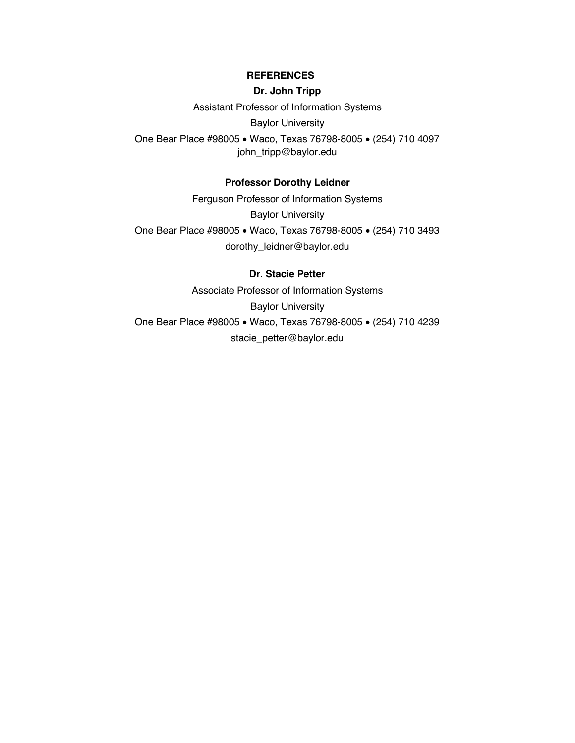## REFERENCES

**Dr. John Tripp**

Assistant Professor of Information Systems

Baylor University

One Bear Place #98005 • Waco, Texas 76798-8005 • (254) 710 4097
john_tripp@baylor.edu

**Professor Dorothy Leidner**

Ferguson Professor of Information Systems

Baylor University

One Bear Place #98005 • Waco, Texas 76798-8005 • (254) 710 3493

dorothy_leidner@baylor.edu

**Dr. Stacie Petter**

Associate Professor of Information Systems

Baylor University

One Bear Place #98005 • Waco, Texas 76798-8005 • (254) 710 4239

stacie_petter@baylor.edu